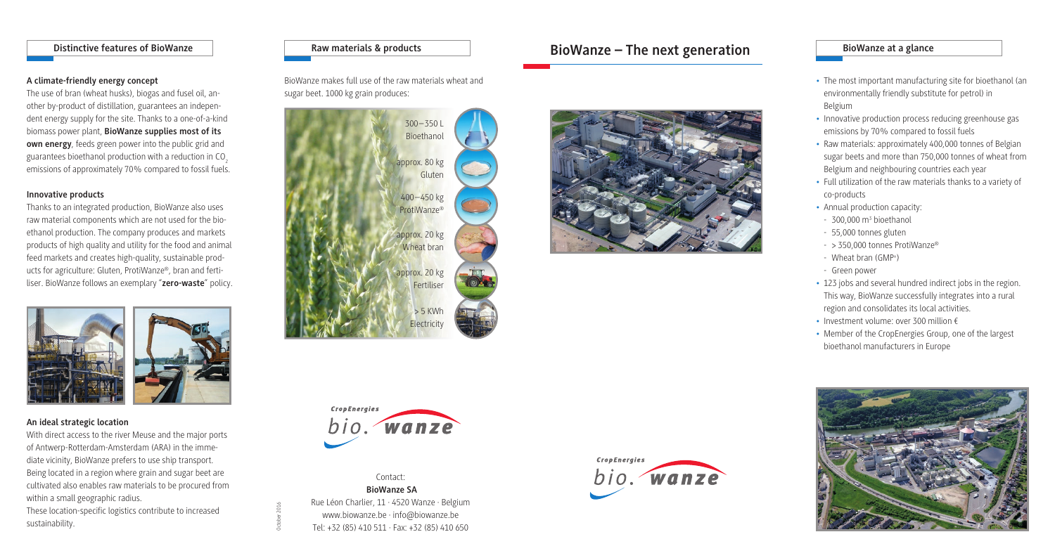## Distinctive features of BioWanze

### A climate-friendly energy concept

The use of bran (wheat husks), biogas and fusel oil, another by-product of distillation, guarantees an independent energy supply for the site. Thanks to a one-of-a-kind biomass power plant, **BioWanze supplies most of its own energy**, feeds green power into the public grid and guarantees bioethanol production with a reduction in $CO_2$ emissions of approximately 70% compared to fossil fuels.

### Innovative products

Thanks to an integrated production, BioWanze also uses raw material components which are not used for the bioethanol production. The company produces and markets products of high quality and utility for the food and animal feed markets and creates high-quality, sustainable products for agriculture: Gluten, ProtiWanze®, bran and fertiliser. BioWanze follows an exemplary "**zero-waste**" policy.

### An ideal strategic location

With direct access to the river Meuse and the major ports of Antwerp-Rotterdam-Amsterdam (ARA) in the immediate vicinity, BioWanze prefers to use ship transport. Being located in a region where grain and sugar beet are cultivated also enables raw materials to be procured from within a small geographic radius.

These location-specific logistics contribute to increased sustainability.

## Raw materials & products

BioWanze makes full use of the raw materials wheat and sugar beet. 1000 kg grain produces:

- 300–350 L Bioethanol
- approx. 80 kg Gluten
- 400–450 kg ProtiWanze®
- approx. 20 kg Wheat bran
- approx. 20 kg Fertiliser
- > 5 KWh Electricity

CropEnergies bio.wanze

Contact:
**BioWanze SA**
Rue Léon Charlier, 11 · 4520 Wanze · Belgium
www.biowanze.be · info@biowanze.be
Tel: +32 (85) 410 511 · Fax: +32 (85) 410 650

October 2016

# BioWanze – The next generation

CropEnergies bio.wanze

## BioWanze at a glance

- The most important manufacturing site for bioethanol (an environmentally friendly substitute for petrol) in Belgium
- Innovative production process reducing greenhouse gas emissions by 70% compared to fossil fuels
- Raw materials: approximately 400,000 tonnes of Belgian sugar beets and more than 750,000 tonnes of wheat from Belgium and neighbouring countries each year
- Full utilization of the raw materials thanks to a variety of co-products
- Annual production capacity:
  - 300,000 $m^3$ bioethanol
  - 55,000 tonnes gluten
  - > 350,000 tonnes ProtiWanze®
  - Wheat bran (GMP+)
  - Green power
- 123 jobs and several hundred indirect jobs in the region. This way, BioWanze successfully integrates into a rural region and consolidates its local activities.
- Investment volume: over 300 million €
- Member of the CropEnergies Group, one of the largest bioethanol manufacturers in Europe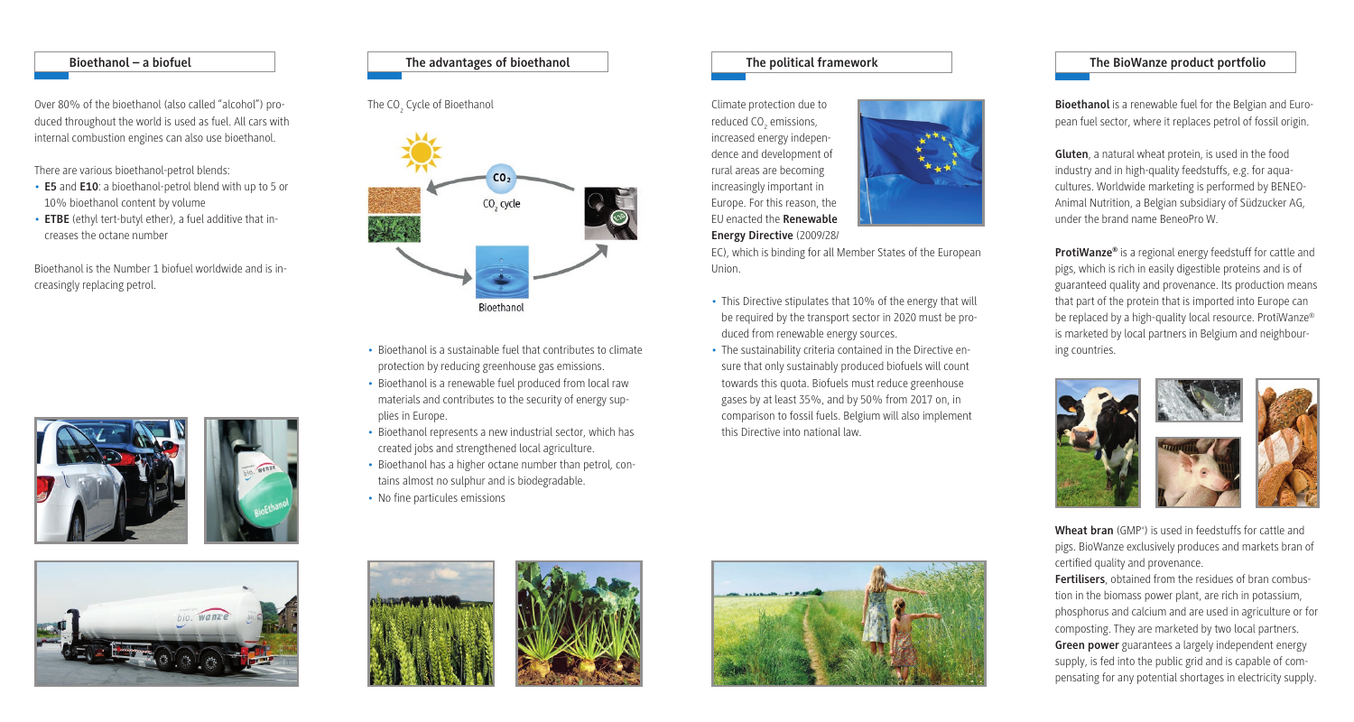## Bioethanol – a biofuel

Over 80% of the bioethanol (also called "alcohol") produced throughout the world is used as fuel. All cars with internal combustion engines can also use bioethanol.

There are various bioethanol-petrol blends:

- **E5** and **E10**: a bioethanol-petrol blend with up to 5 or 10% bioethanol content by volume
- **ETBE** (ethyl tert-butyl ether), a fuel additive that increases the octane number

Bioethanol is the Number 1 biofuel worldwide and is increasingly replacing petrol.

## The advantages of bioethanol

The $CO_2$ Cycle of Bioethanol

$CO_2$

$CO_2$ cycle

Bioethanol

- Bioethanol is a sustainable fuel that contributes to climate protection by reducing greenhouse gas emissions.
- Bioethanol is a renewable fuel produced from local raw materials and contributes to the security of energy supplies in Europe.
- Bioethanol represents a new industrial sector, which has created jobs and strengthened local agriculture.
- Bioethanol has a higher octane number than petrol, contains almost no sulphur and is biodegradable.
- No fine particules emissions

## The political framework

Climate protection due to reduced $CO_2$ emissions, increased energy independence and development of rural areas are becoming increasingly important in Europe. For this reason, the EU enacted the **Renewable Energy Directive** (2009/28/EC), which is binding for all Member States of the European Union.

- This Directive stipulates that 10% of the energy that will be required by the transport sector in 2020 must be produced from renewable energy sources.
- The sustainability criteria contained in the Directive ensure that only sustainably produced biofuels will count towards this quota. Biofuels must reduce greenhouse gases by at least 35%, and by 50% from 2017 on, in comparison to fossil fuels. Belgium will also implement this Directive into national law.

## The BioWanze product portfolio

**Bioethanol** is a renewable fuel for the Belgian and European fuel sector, where it replaces petrol of fossil origin.

**Gluten**, a natural wheat protein, is used in the food industry and in high-quality feedstuffs, e.g. for aquacultures. Worldwide marketing is performed by BENEO-Animal Nutrition, a Belgian subsidiary of Südzucker AG, under the brand name BeneoPro W.

**ProtiWanze®** is a regional energy feedstuff for cattle and pigs, which is rich in easily digestible proteins and is of guaranteed quality and provenance. Its production means that part of the protein that is imported into Europe can be replaced by a high-quality local resource. ProtiWanze® is marketed by local partners in Belgium and neighbouring countries.

**Wheat bran** (GMP+) is used in feedstuffs for cattle and pigs. BioWanze exclusively produces and markets bran of certified quality and provenance.

**Fertilisers**, obtained from the residues of bran combustion in the biomass power plant, are rich in potassium, phosphorus and calcium and are used in agriculture or for composting. They are marketed by two local partners.

**Green power** guarantees a largely independent energy supply, is fed into the public grid and is capable of compensating for any potential shortages in electricity supply.